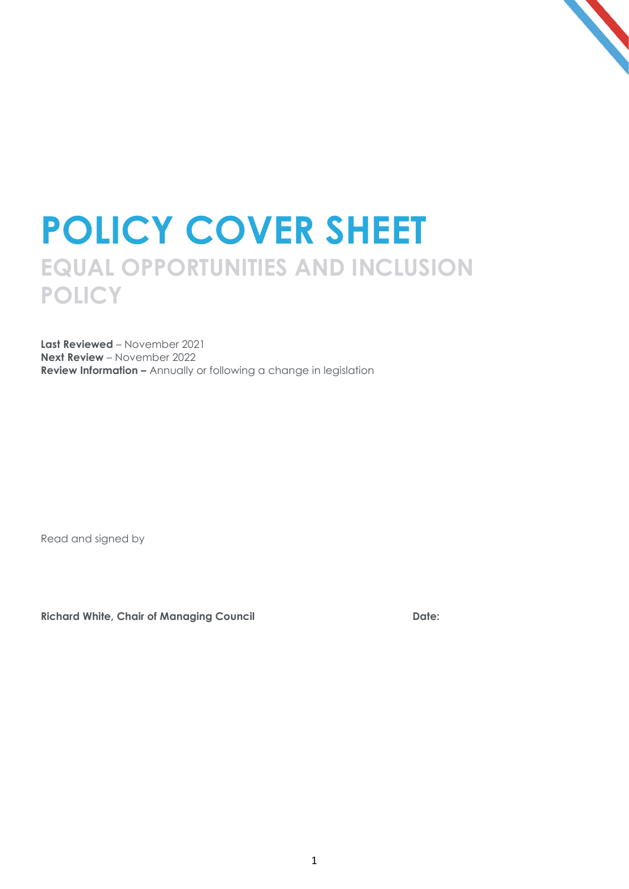# POLICY COVER SHEET

## EQUAL OPPORTUNITIES AND INCLUSION POLICY

**Last Reviewed** – November 2021
**Next Review** – November 2022
**Review Information –** Annually or following a change in legislation

Read and signed by

**Richard White, Chair of Managing Council** **Date:**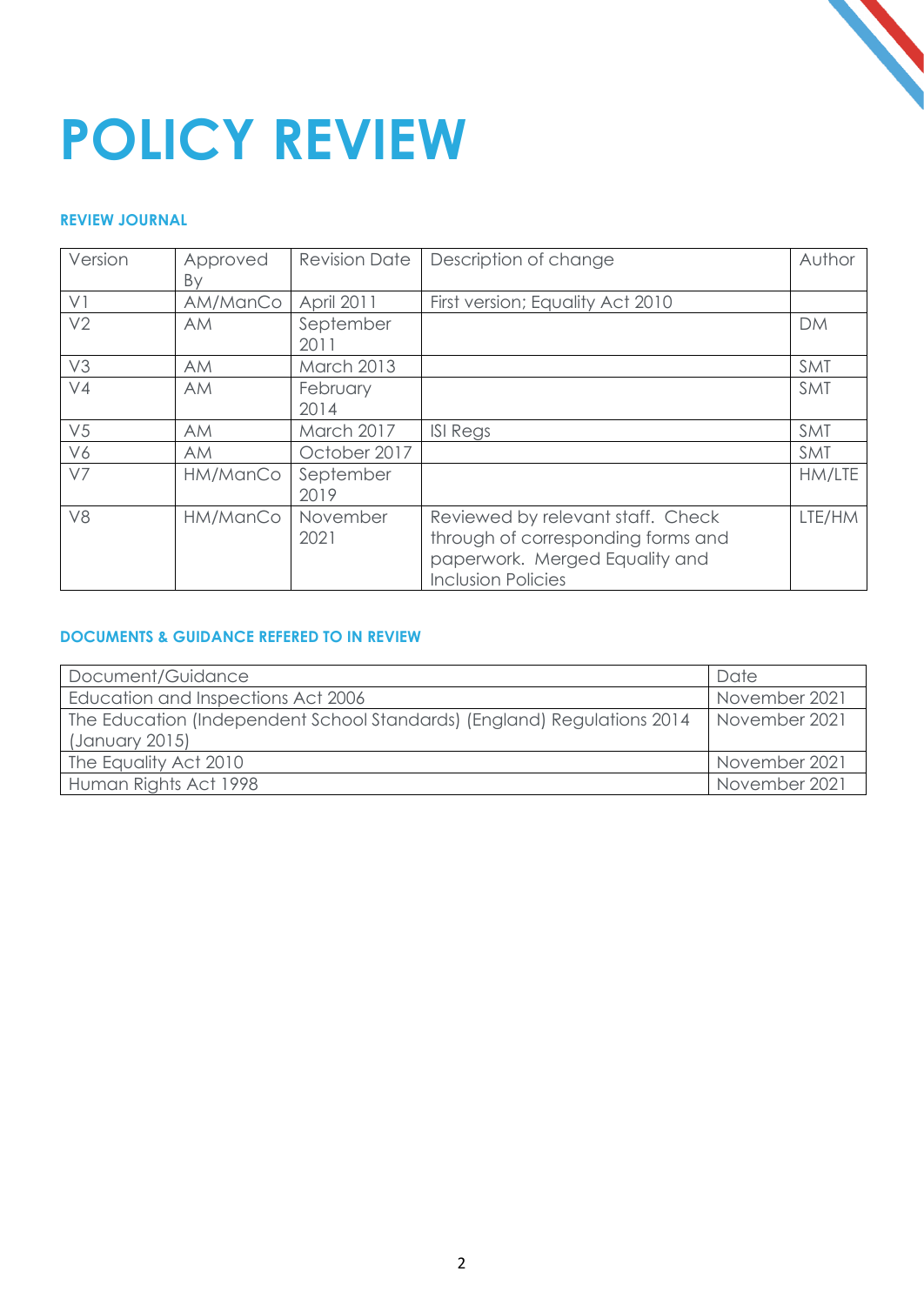# POLICY REVIEW

### REVIEW JOURNAL

| Version | Approved By | Revision Date | Description of change | Author |
|---|---|---|---|---|
| V1 | AM/ManCo | April 2011 | First version; Equality Act 2010 | |
| V2 | AM | September 2011 | | DM |
| V3 | AM | March 2013 | | SMT |
| V4 | AM | February 2014 | | SMT |
| V5 | AM | March 2017 | ISI Regs | SMT |
| V6 | AM | October 2017 | | SMT |
| V7 | HM/ManCo | September 2019 | | HM/LTE |
| V8 | HM/ManCo | November 2021 | Reviewed by relevant staff. Check through of corresponding forms and paperwork. Merged Equality and Inclusion Policies | LTE/HM |

### DOCUMENTS & GUIDANCE REFERED TO IN REVIEW

| Document/Guidance | Date |
|---|---|
| Education and Inspections Act 2006 | November 2021 |
| The Education (Independent School Standards) (England) Regulations 2014 (January 2015) | November 2021 |
| The Equality Act 2010 | November 2021 |
| Human Rights Act 1998 | November 2021 |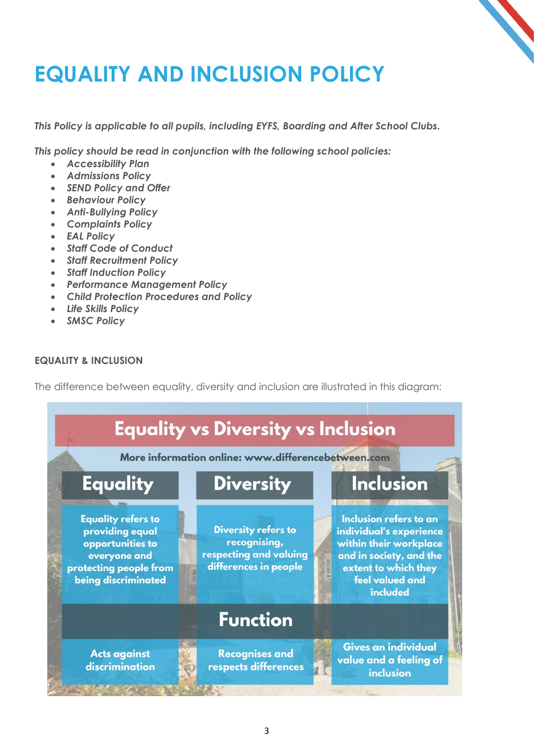# EQUALITY AND INCLUSION POLICY

*This Policy is applicable to all pupils, including EYFS, Boarding and After School Clubs.*

*This policy should be read in conjunction with the following school policies:*

- *Accessibility Plan*
- *Admissions Policy*
- *SEND Policy and Offer*
- *Behaviour Policy*
- *Anti-Bullying Policy*
- *Complaints Policy*
- *EAL Policy*
- *Staff Code of Conduct*
- *Staff Recruitment Policy*
- *Staff Induction Policy*
- *Performance Management Policy*
- *Child Protection Procedures and Policy*
- *Life Skills Policy*
- *SMSC Policy*

**EQUALITY & INCLUSION**

The difference between equality, diversity and inclusion are illustrated in this diagram:

**Equality vs Diversity vs Inclusion**

More information online: www.differencebetween.com

| Equality | Diversity | Inclusion |
|---|---|---|
| Equality refers to providing equal opportunities to everyone and protecting people from being discriminated | Diversity refers to recognising, respecting and valuing differences in people | Inclusion refers to an individual's experience within their workplace and in society, and the extent to which they feel valued and included |
| | **Function** | |
| Acts against discrimination | Recognises and respects differences | Gives an individual value and a feeling of inclusion |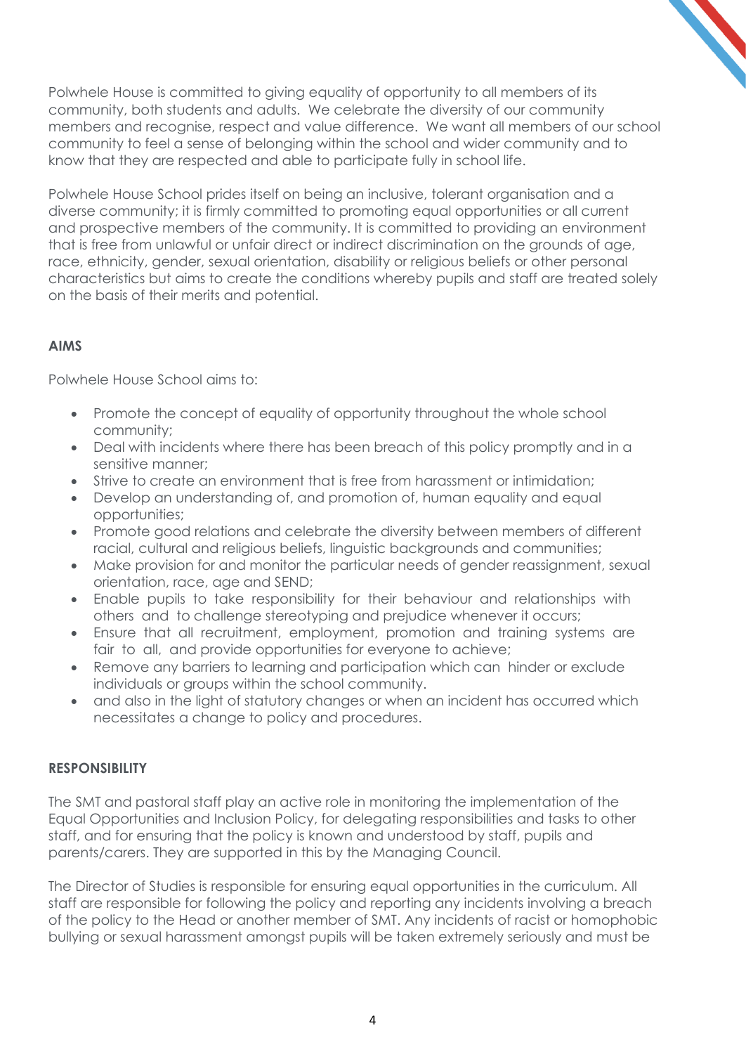Polwhele House is committed to giving equality of opportunity to all members of its community, both students and adults. We celebrate the diversity of our community members and recognise, respect and value difference. We want all members of our school community to feel a sense of belonging within the school and wider community and to know that they are respected and able to participate fully in school life.

Polwhele House School prides itself on being an inclusive, tolerant organisation and a diverse community; it is firmly committed to promoting equal opportunities or all current and prospective members of the community. It is committed to providing an environment that is free from unlawful or unfair direct or indirect discrimination on the grounds of age, race, ethnicity, gender, sexual orientation, disability or religious beliefs or other personal characteristics but aims to create the conditions whereby pupils and staff are treated solely on the basis of their merits and potential.

**AIMS**

Polwhele House School aims to:

- Promote the concept of equality of opportunity throughout the whole school community;
- Deal with incidents where there has been breach of this policy promptly and in a sensitive manner;
- Strive to create an environment that is free from harassment or intimidation;
- Develop an understanding of, and promotion of, human equality and equal opportunities;
- Promote good relations and celebrate the diversity between members of different racial, cultural and religious beliefs, linguistic backgrounds and communities;
- Make provision for and monitor the particular needs of gender reassignment, sexual orientation, race, age and SEND;
- Enable pupils to take responsibility for their behaviour and relationships with others and to challenge stereotyping and prejudice whenever it occurs;
- Ensure that all recruitment, employment, promotion and training systems are fair to all, and provide opportunities for everyone to achieve;
- Remove any barriers to learning and participation which can hinder or exclude individuals or groups within the school community.
- and also in the light of statutory changes or when an incident has occurred which necessitates a change to policy and procedures.

**RESPONSIBILITY**

The SMT and pastoral staff play an active role in monitoring the implementation of the Equal Opportunities and Inclusion Policy, for delegating responsibilities and tasks to other staff, and for ensuring that the policy is known and understood by staff, pupils and parents/carers. They are supported in this by the Managing Council.

The Director of Studies is responsible for ensuring equal opportunities in the curriculum. All staff are responsible for following the policy and reporting any incidents involving a breach of the policy to the Head or another member of SMT. Any incidents of racist or homophobic bullying or sexual harassment amongst pupils will be taken extremely seriously and must be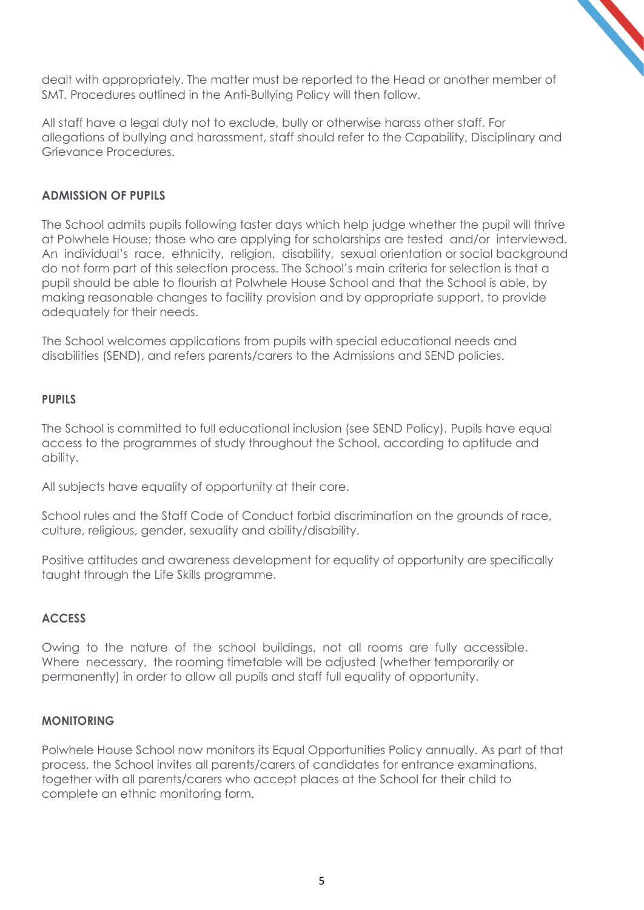dealt with appropriately. The matter must be reported to the Head or another member of SMT. Procedures outlined in the Anti-Bullying Policy will then follow.

All staff have a legal duty not to exclude, bully or otherwise harass other staff. For allegations of bullying and harassment, staff should refer to the Capability, Disciplinary and Grievance Procedures.

**ADMISSION OF PUPILS**

The School admits pupils following taster days which help judge whether the pupil will thrive at Polwhele House; those who are applying for scholarships are tested and/or interviewed. An individual's race, ethnicity, religion, disability, sexual orientation or social background do not form part of this selection process. The School's main criteria for selection is that a pupil should be able to flourish at Polwhele House School and that the School is able, by making reasonable changes to facility provision and by appropriate support, to provide adequately for their needs.

The School welcomes applications from pupils with special educational needs and disabilities (SEND), and refers parents/carers to the Admissions and SEND policies.

**PUPILS**

The School is committed to full educational inclusion (see SEND Policy). Pupils have equal access to the programmes of study throughout the School, according to aptitude and ability.

All subjects have equality of opportunity at their core.

School rules and the Staff Code of Conduct forbid discrimination on the grounds of race, culture, religious, gender, sexuality and ability/disability.

Positive attitudes and awareness development for equality of opportunity are specifically taught through the Life Skills programme.

**ACCESS**

Owing to the nature of the school buildings, not all rooms are fully accessible. Where necessary, the rooming timetable will be adjusted (whether temporarily or permanently) in order to allow all pupils and staff full equality of opportunity.

**MONITORING**

Polwhele House School now monitors its Equal Opportunities Policy annually. As part of that process, the School invites all parents/carers of candidates for entrance examinations, together with all parents/carers who accept places at the School for their child to complete an ethnic monitoring form.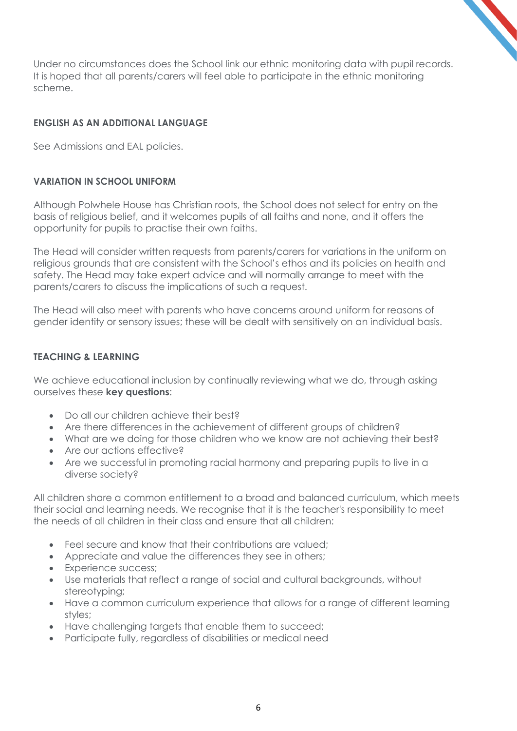Under no circumstances does the School link our ethnic monitoring data with pupil records. It is hoped that all parents/carers will feel able to participate in the ethnic monitoring scheme.

### ENGLISH AS AN ADDITIONAL LANGUAGE

See Admissions and EAL policies.

### VARIATION IN SCHOOL UNIFORM

Although Polwhele House has Christian roots, the School does not select for entry on the basis of religious belief, and it welcomes pupils of all faiths and none, and it offers the opportunity for pupils to practise their own faiths.

The Head will consider written requests from parents/carers for variations in the uniform on religious grounds that are consistent with the School's ethos and its policies on health and safety. The Head may take expert advice and will normally arrange to meet with the parents/carers to discuss the implications of such a request.

The Head will also meet with parents who have concerns around uniform for reasons of gender identity or sensory issues; these will be dealt with sensitively on an individual basis.

### TEACHING & LEARNING

We achieve educational inclusion by continually reviewing what we do, through asking ourselves these **key questions**:

- Do all our children achieve their best?
- Are there differences in the achievement of different groups of children?
- What are we doing for those children who we know are not achieving their best?
- Are our actions effective?
- Are we successful in promoting racial harmony and preparing pupils to live in a diverse society?

All children share a common entitlement to a broad and balanced curriculum, which meets their social and learning needs. We recognise that it is the teacher's responsibility to meet the needs of all children in their class and ensure that all children:

- Feel secure and know that their contributions are valued;
- Appreciate and value the differences they see in others;
- Experience success;
- Use materials that reflect a range of social and cultural backgrounds, without stereotyping;
- Have a common curriculum experience that allows for a range of different learning styles;
- Have challenging targets that enable them to succeed;
- Participate fully, regardless of disabilities or medical need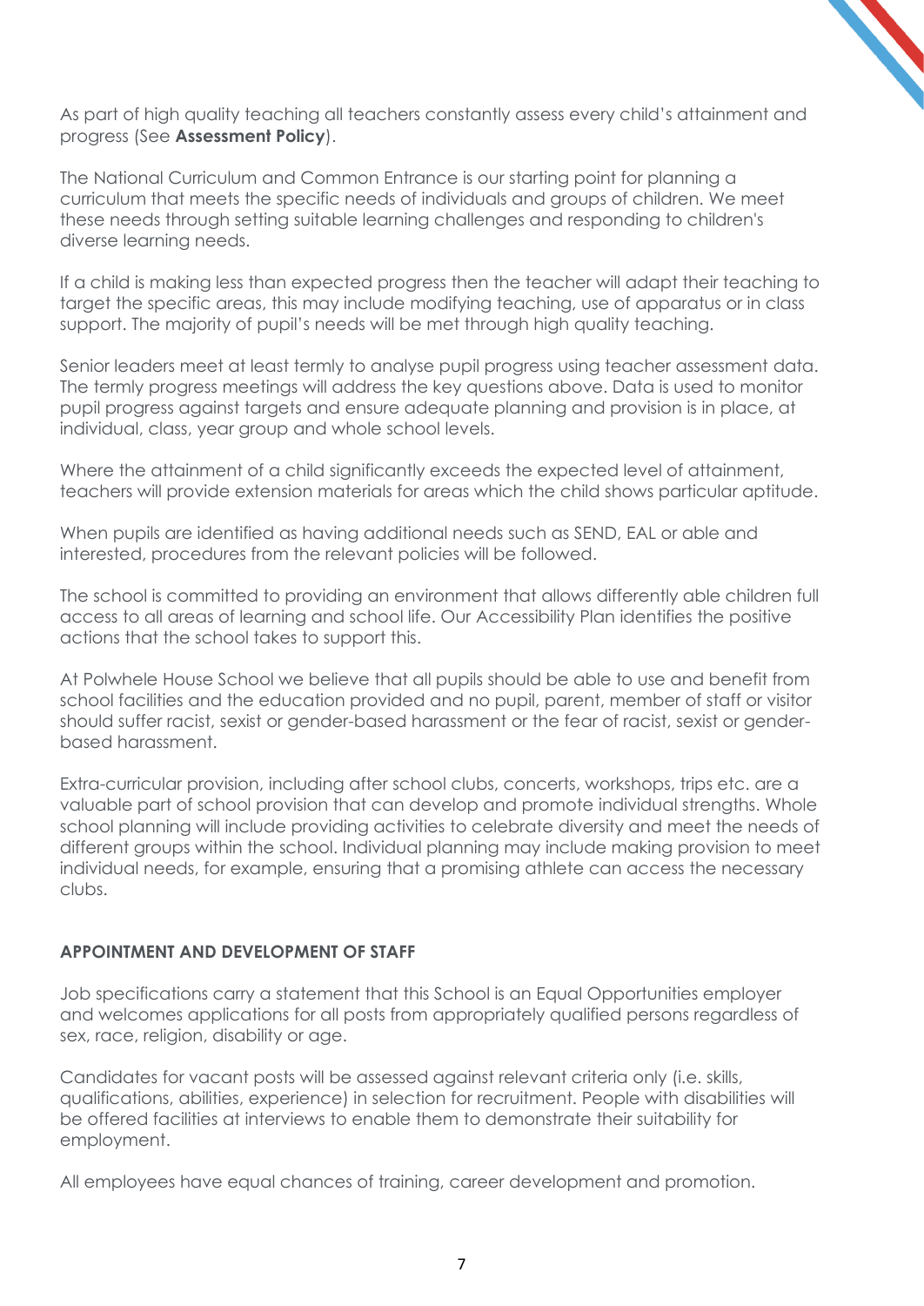As part of high quality teaching all teachers constantly assess every child's attainment and progress (See **Assessment Policy**).

The National Curriculum and Common Entrance is our starting point for planning a curriculum that meets the specific needs of individuals and groups of children. We meet these needs through setting suitable learning challenges and responding to children's diverse learning needs.

If a child is making less than expected progress then the teacher will adapt their teaching to target the specific areas, this may include modifying teaching, use of apparatus or in class support. The majority of pupil's needs will be met through high quality teaching.

Senior leaders meet at least termly to analyse pupil progress using teacher assessment data. The termly progress meetings will address the key questions above. Data is used to monitor pupil progress against targets and ensure adequate planning and provision is in place, at individual, class, year group and whole school levels.

Where the attainment of a child significantly exceeds the expected level of attainment, teachers will provide extension materials for areas which the child shows particular aptitude.

When pupils are identified as having additional needs such as SEND, EAL or able and interested, procedures from the relevant policies will be followed.

The school is committed to providing an environment that allows differently able children full access to all areas of learning and school life. Our Accessibility Plan identifies the positive actions that the school takes to support this.

At Polwhele House School we believe that all pupils should be able to use and benefit from school facilities and the education provided and no pupil, parent, member of staff or visitor should suffer racist, sexist or gender-based harassment or the fear of racist, sexist or gender-based harassment.

Extra-curricular provision, including after school clubs, concerts, workshops, trips etc. are a valuable part of school provision that can develop and promote individual strengths. Whole school planning will include providing activities to celebrate diversity and meet the needs of different groups within the school. Individual planning may include making provision to meet individual needs, for example, ensuring that a promising athlete can access the necessary clubs.

## APPOINTMENT AND DEVELOPMENT OF STAFF

Job specifications carry a statement that this School is an Equal Opportunities employer and welcomes applications for all posts from appropriately qualified persons regardless of sex, race, religion, disability or age.

Candidates for vacant posts will be assessed against relevant criteria only (i.e. skills, qualifications, abilities, experience) in selection for recruitment. People with disabilities will be offered facilities at interviews to enable them to demonstrate their suitability for employment.

All employees have equal chances of training, career development and promotion.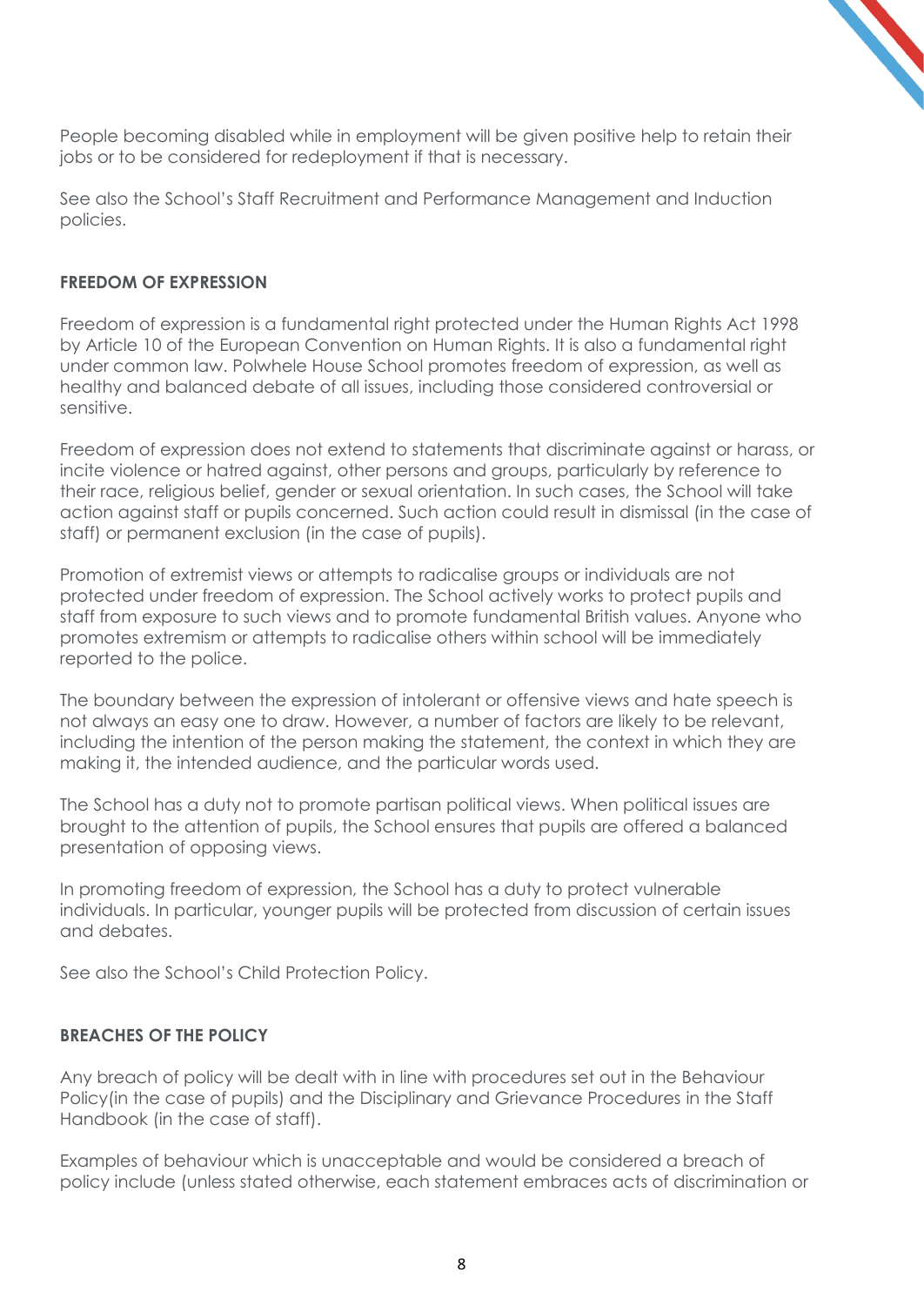People becoming disabled while in employment will be given positive help to retain their jobs or to be considered for redeployment if that is necessary.

See also the School's Staff Recruitment and Performance Management and Induction policies.

## FREEDOM OF EXPRESSION

Freedom of expression is a fundamental right protected under the Human Rights Act 1998 by Article 10 of the European Convention on Human Rights. It is also a fundamental right under common law. Polwhele House School promotes freedom of expression, as well as healthy and balanced debate of all issues, including those considered controversial or sensitive.

Freedom of expression does not extend to statements that discriminate against or harass, or incite violence or hatred against, other persons and groups, particularly by reference to their race, religious belief, gender or sexual orientation. In such cases, the School will take action against staff or pupils concerned. Such action could result in dismissal (in the case of staff) or permanent exclusion (in the case of pupils).

Promotion of extremist views or attempts to radicalise groups or individuals are not protected under freedom of expression. The School actively works to protect pupils and staff from exposure to such views and to promote fundamental British values. Anyone who promotes extremism or attempts to radicalise others within school will be immediately reported to the police.

The boundary between the expression of intolerant or offensive views and hate speech is not always an easy one to draw. However, a number of factors are likely to be relevant, including the intention of the person making the statement, the context in which they are making it, the intended audience, and the particular words used.

The School has a duty not to promote partisan political views. When political issues are brought to the attention of pupils, the School ensures that pupils are offered a balanced presentation of opposing views.

In promoting freedom of expression, the School has a duty to protect vulnerable individuals. In particular, younger pupils will be protected from discussion of certain issues and debates.

See also the School's Child Protection Policy.

## BREACHES OF THE POLICY

Any breach of policy will be dealt with in line with procedures set out in the Behaviour Policy(in the case of pupils) and the Disciplinary and Grievance Procedures in the Staff Handbook (in the case of staff).

Examples of behaviour which is unacceptable and would be considered a breach of policy include (unless stated otherwise, each statement embraces acts of discrimination or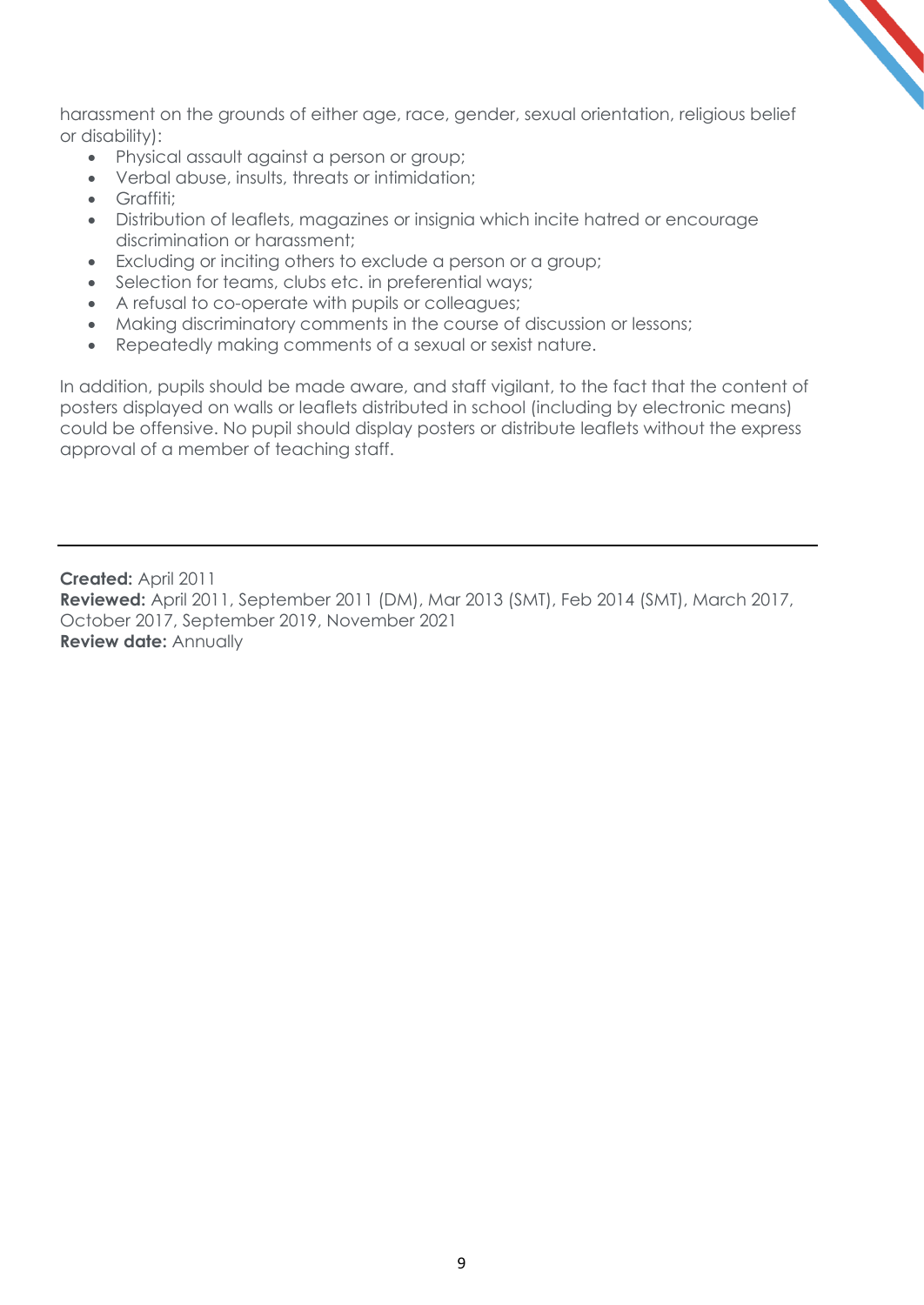harassment on the grounds of either age, race, gender, sexual orientation, religious belief or disability):

- Physical assault against a person or group;
- Verbal abuse, insults, threats or intimidation;
- Graffiti;
- Distribution of leaflets, magazines or insignia which incite hatred or encourage discrimination or harassment;
- Excluding or inciting others to exclude a person or a group;
- Selection for teams, clubs etc. in preferential ways;
- A refusal to co-operate with pupils or colleagues;
- Making discriminatory comments in the course of discussion or lessons;
- Repeatedly making comments of a sexual or sexist nature.

In addition, pupils should be made aware, and staff vigilant, to the fact that the content of posters displayed on walls or leaflets distributed in school (including by electronic means) could be offensive. No pupil should display posters or distribute leaflets without the express approval of a member of teaching staff.

---

**Created:** April 2011
**Reviewed:** April 2011, September 2011 (DM), Mar 2013 (SMT), Feb 2014 (SMT), March 2017, October 2017, September 2019, November 2021
**Review date:** Annually